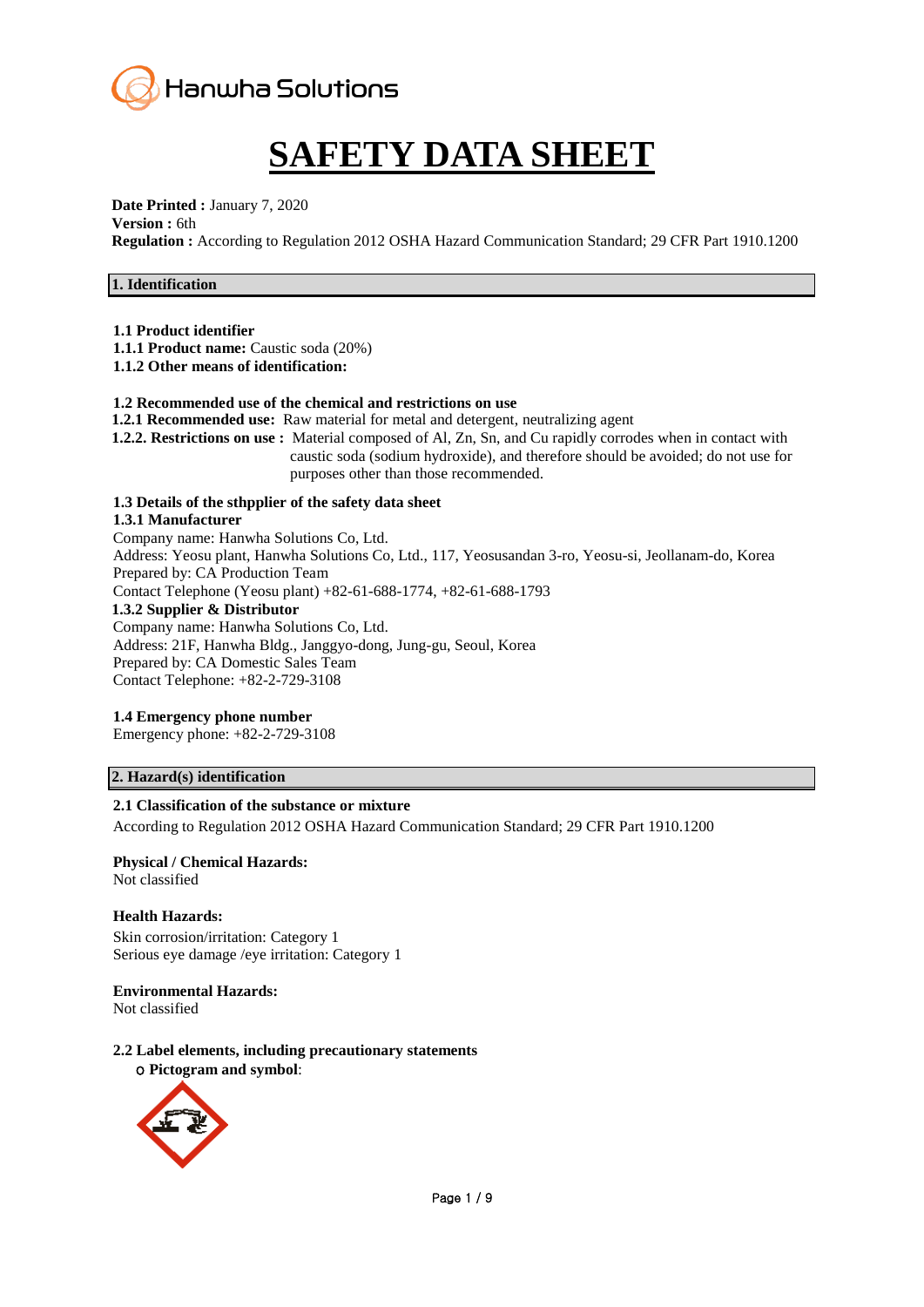Hanwha Solutions

# SAFETY DATA SHEET

**Date Printed :** January 7, 2020
**Version :** 6th
**Regulation :** According to Regulation 2012 OSHA Hazard Communication Standard; 29 CFR Part 1910.1200

## 1. Identification

**1.1 Product identifier**
**1.1.1 Product name:** Caustic soda (20%)
**1.1.2 Other means of identification:**

**1.2 Recommended use of the chemical and restrictions on use**
**1.2.1 Recommended use:** Raw material for metal and detergent, neutralizing agent
**1.2.2. Restrictions on use :** Material composed of Al, Zn, Sn, and Cu rapidly corrodes when in contact with caustic soda (sodium hydroxide), and therefore should be avoided; do not use for purposes other than those recommended.

**1.3 Details of the sthpplier of the safety data sheet**
**1.3.1 Manufacturer**
Company name: Hanwha Solutions Co, Ltd.
Address: Yeosu plant, Hanwha Solutions Co, Ltd., 117, Yeosusandan 3-ro, Yeosu-si, Jeollanam-do, Korea
Prepared by: CA Production Team
Contact Telephone (Yeosu plant) +82-61-688-1774, +82-61-688-1793
**1.3.2 Supplier & Distributor**
Company name: Hanwha Solutions Co, Ltd.
Address: 21F, Hanwha Bldg., Janggyo-dong, Jung-gu, Seoul, Korea
Prepared by: CA Domestic Sales Team
Contact Telephone: +82-2-729-3108

**1.4 Emergency phone number**
Emergency phone: +82-2-729-3108

## 2. Hazard(s) identification

**2.1 Classification of the substance or mixture**
According to Regulation 2012 OSHA Hazard Communication Standard; 29 CFR Part 1910.1200

**Physical / Chemical Hazards:**
Not classified

**Health Hazards:**
Skin corrosion/irritation: Category 1
Serious eye damage /eye irritation: Category 1

**Environmental Hazards:**
Not classified

**2.2 Label elements, including precautionary statements**
○ **Pictogram and symbol**: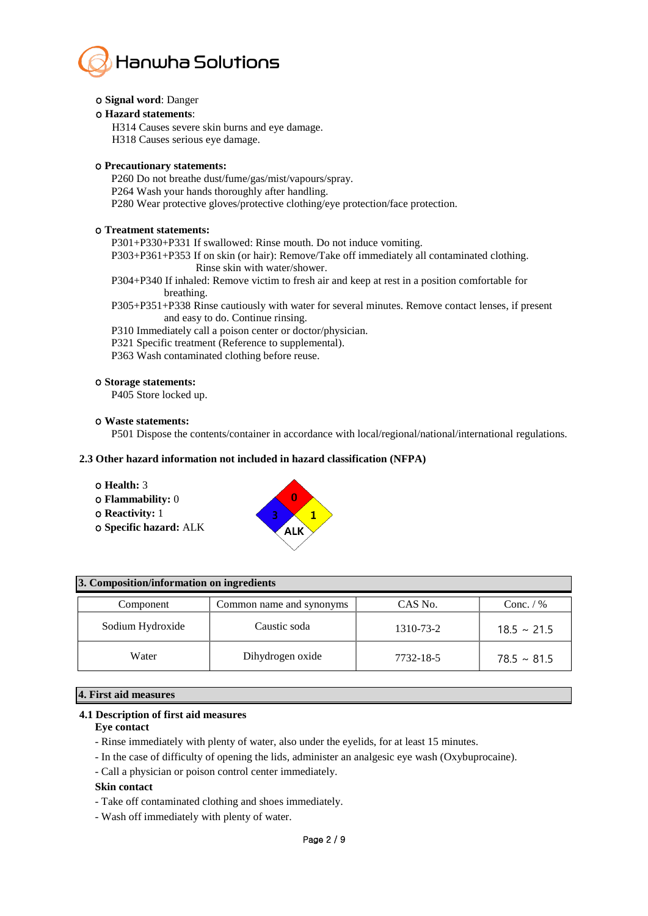- **Signal word**: Danger
- **Hazard statements**:

  H314 Causes severe skin burns and eye damage.
  H318 Causes serious eye damage.

- **Precautionary statements:**

  P260 Do not breathe dust/fume/gas/mist/vapours/spray.
  P264 Wash your hands thoroughly after handling.
  P280 Wear protective gloves/protective clothing/eye protection/face protection.

- **Treatment statements:**

  P301+P330+P331 If swallowed: Rinse mouth. Do not induce vomiting.
  P303+P361+P353 If on skin (or hair): Remove/Take off immediately all contaminated clothing. Rinse skin with water/shower.
  P304+P340 If inhaled: Remove victim to fresh air and keep at rest in a position comfortable for breathing.
  P305+P351+P338 Rinse cautiously with water for several minutes. Remove contact lenses, if present and easy to do. Continue rinsing.
  P310 Immediately call a poison center or doctor/physician.
  P321 Specific treatment (Reference to supplemental).
  P363 Wash contaminated clothing before reuse.

- **Storage statements:**

  P405 Store locked up.

- **Waste statements:**

  P501 Dispose the contents/container in accordance with local/regional/national/international regulations.

### 2.3 Other hazard information not included in hazard classification (NFPA)

- **Health:** 3
- **Flammability:** 0
- **Reactivity:** 1
- **Specific hazard:** ALK

## 3. Composition/information on ingredients

| Component | Common name and synonyms | CAS No. | Conc. / % |
|---|---|---|---|
| Sodium Hydroxide | Caustic soda | 1310-73-2 | 18.5 ~ 21.5 |
| Water | Dihydrogen oxide | 7732-18-5 | 78.5 ~ 81.5 |

## 4. First aid measures

### 4.1 Description of first aid measures

**Eye contact**

- Rinse immediately with plenty of water, also under the eyelids, for at least 15 minutes.
- In the case of difficulty of opening the lids, administer an analgesic eye wash (Oxybuprocaine).
- Call a physician or poison control center immediately.

**Skin contact**

- Take off contaminated clothing and shoes immediately.
- Wash off immediately with plenty of water.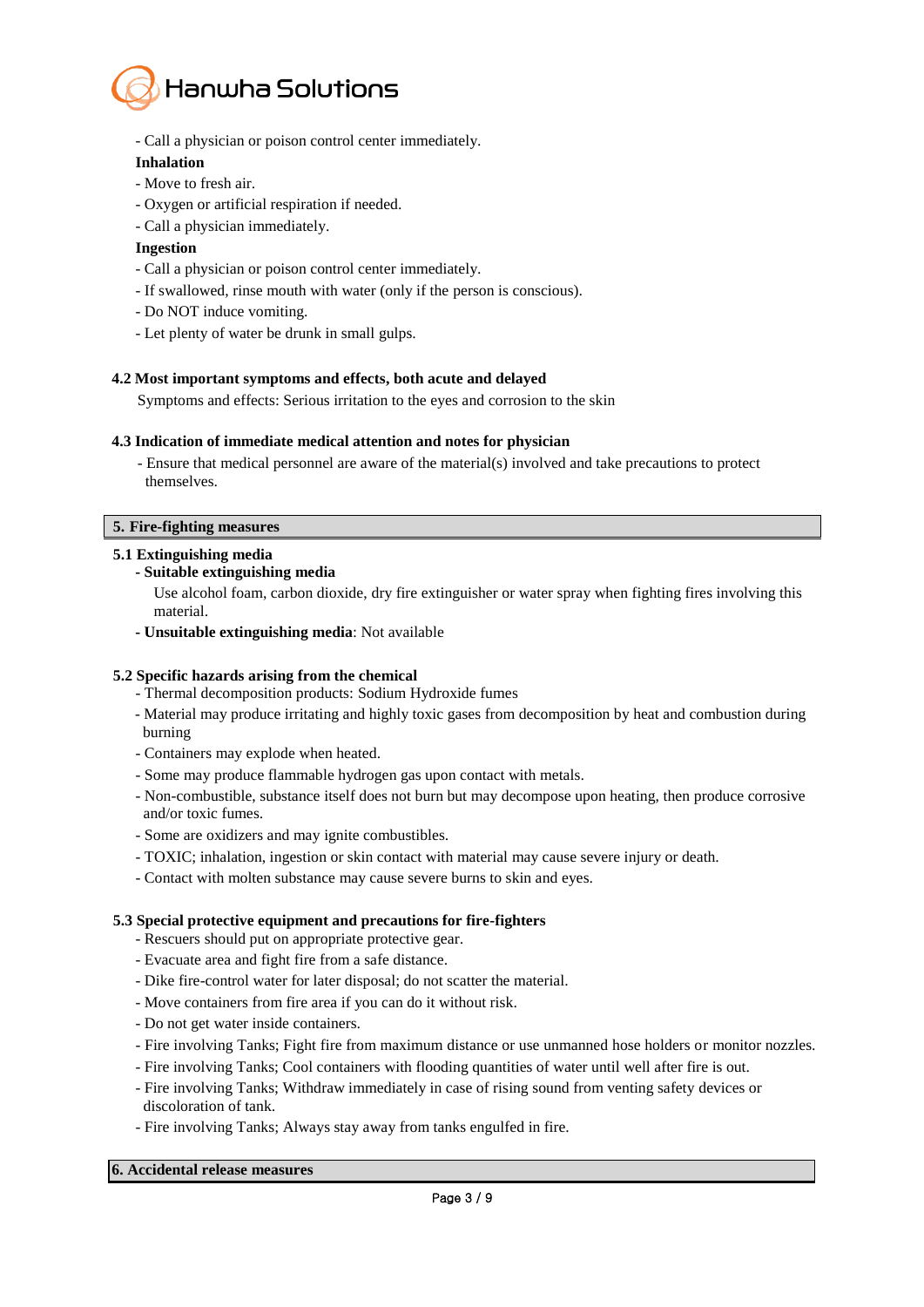- Call a physician or poison control center immediately.

**Inhalation**

- Move to fresh air.
- Oxygen or artificial respiration if needed.
- Call a physician immediately.

**Ingestion**

- Call a physician or poison control center immediately.
- If swallowed, rinse mouth with water (only if the person is conscious).
- Do NOT induce vomiting.
- Let plenty of water be drunk in small gulps.

### 4.2 Most important symptoms and effects, both acute and delayed

Symptoms and effects: Serious irritation to the eyes and corrosion to the skin

### 4.3 Indication of immediate medical attention and notes for physician

- Ensure that medical personnel are aware of the material(s) involved and take precautions to protect themselves.

## 5. Fire-fighting measures

### 5.1 Extinguishing media

- **Suitable extinguishing media**

  Use alcohol foam, carbon dioxide, dry fire extinguisher or water spray when fighting fires involving this material.

- **Unsuitable extinguishing media**: Not available

### 5.2 Specific hazards arising from the chemical

- Thermal decomposition products: Sodium Hydroxide fumes
- Material may produce irritating and highly toxic gases from decomposition by heat and combustion during burning
- Containers may explode when heated.
- Some may produce flammable hydrogen gas upon contact with metals.
- Non-combustible, substance itself does not burn but may decompose upon heating, then produce corrosive and/or toxic fumes.
- Some are oxidizers and may ignite combustibles.
- TOXIC; inhalation, ingestion or skin contact with material may cause severe injury or death.
- Contact with molten substance may cause severe burns to skin and eyes.

### 5.3 Special protective equipment and precautions for fire-fighters

- Rescuers should put on appropriate protective gear.
- Evacuate area and fight fire from a safe distance.
- Dike fire-control water for later disposal; do not scatter the material.
- Move containers from fire area if you can do it without risk.
- Do not get water inside containers.
- Fire involving Tanks; Fight fire from maximum distance or use unmanned hose holders or monitor nozzles.
- Fire involving Tanks; Cool containers with flooding quantities of water until well after fire is out.
- Fire involving Tanks; Withdraw immediately in case of rising sound from venting safety devices or discoloration of tank.
- Fire involving Tanks; Always stay away from tanks engulfed in fire.

## 6. Accidental release measures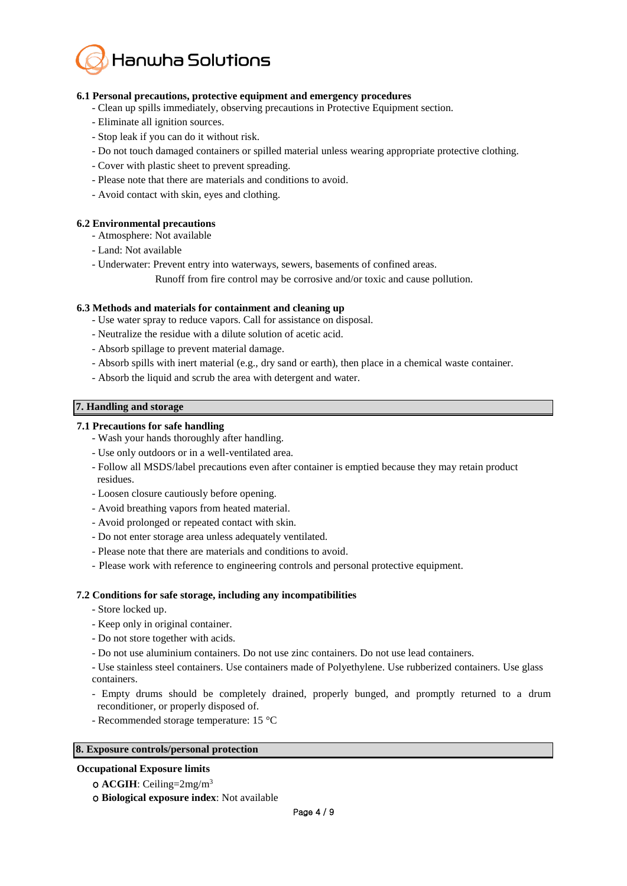### 6.1 Personal precautions, protective equipment and emergency procedures

- Clean up spills immediately, observing precautions in Protective Equipment section.
- Eliminate all ignition sources.
- Stop leak if you can do it without risk.
- Do not touch damaged containers or spilled material unless wearing appropriate protective clothing.
- Cover with plastic sheet to prevent spreading.
- Please note that there are materials and conditions to avoid.
- Avoid contact with skin, eyes and clothing.

### 6.2 Environmental precautions

- Atmosphere: Not available
- Land: Not available
- Underwater: Prevent entry into waterways, sewers, basements of confined areas.
  Runoff from fire control may be corrosive and/or toxic and cause pollution.

### 6.3 Methods and materials for containment and cleaning up

- Use water spray to reduce vapors. Call for assistance on disposal.
- Neutralize the residue with a dilute solution of acetic acid.
- Absorb spillage to prevent material damage.
- Absorb spills with inert material (e.g., dry sand or earth), then place in a chemical waste container.
- Absorb the liquid and scrub the area with detergent and water.

## 7. Handling and storage

### 7.1 Precautions for safe handling

- Wash your hands thoroughly after handling.
- Use only outdoors or in a well-ventilated area.
- Follow all MSDS/label precautions even after container is emptied because they may retain product residues.
- Loosen closure cautiously before opening.
- Avoid breathing vapors from heated material.
- Avoid prolonged or repeated contact with skin.
- Do not enter storage area unless adequately ventilated.
- Please note that there are materials and conditions to avoid.
- Please work with reference to engineering controls and personal protective equipment.

### 7.2 Conditions for safe storage, including any incompatibilities

- Store locked up.
- Keep only in original container.
- Do not store together with acids.
- Do not use aluminium containers. Do not use zinc containers. Do not use lead containers.
- Use stainless steel containers. Use containers made of Polyethylene. Use rubberized containers. Use glass containers.
- Empty drums should be completely drained, properly bunged, and promptly returned to a drum reconditioner, or properly disposed of.
- Recommended storage temperature: 15 °C

## 8. Exposure controls/personal protection

**Occupational Exposure limits**

- **ACGIH**: Ceiling=2mg/$m^3$
- **Biological exposure index**: Not available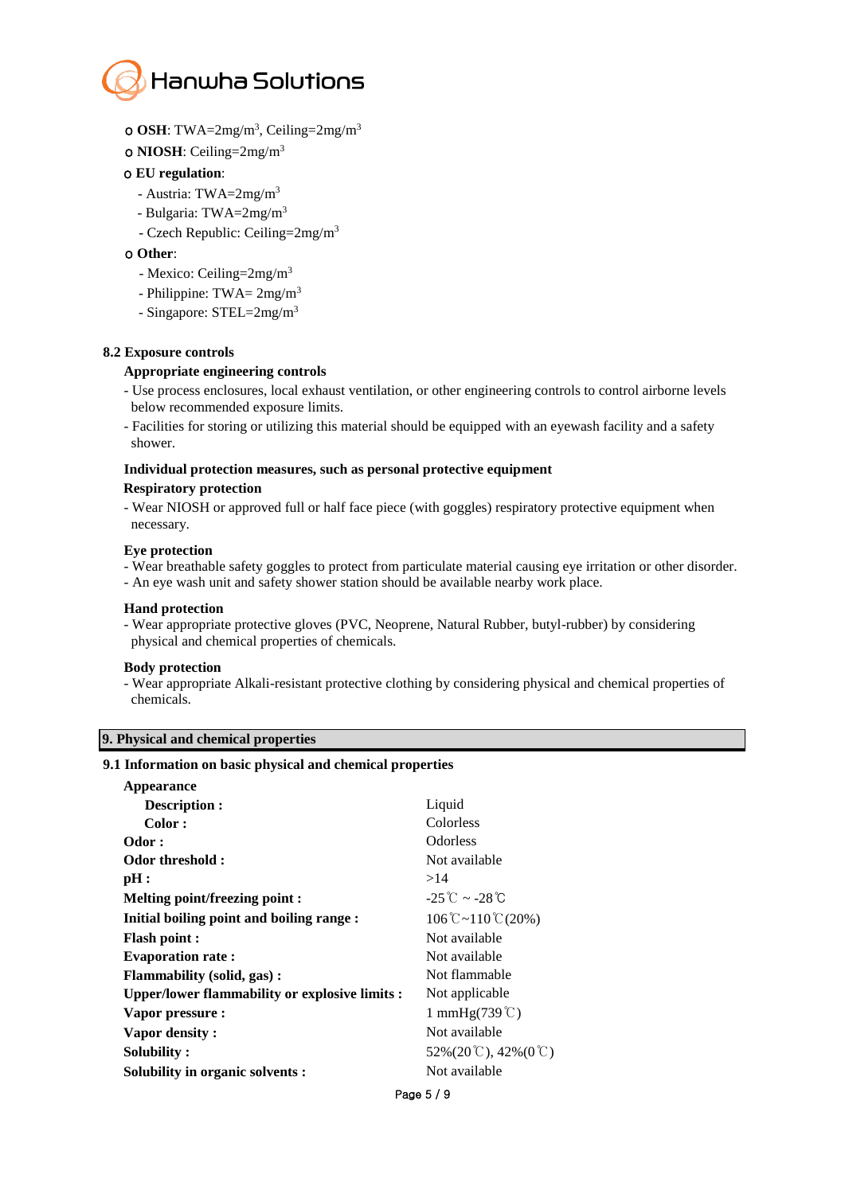- **OSH**: TWA=2mg/m$^3$, Ceiling=2mg/m$^3$
- **NIOSH**: Ceiling=2mg/m$^3$
- **EU regulation**:
  - Austria: TWA=2mg/m$^3$
  - Bulgaria: TWA=2mg/m$^3$
  - Czech Republic: Ceiling=2mg/m$^3$
- **Other**:
  - Mexico: Ceiling=2mg/m$^3$
  - Philippine: TWA= 2mg/m$^3$
  - Singapore: STEL=2mg/m$^3$

### 8.2 Exposure controls

**Appropriate engineering controls**

- Use process enclosures, local exhaust ventilation, or other engineering controls to control airborne levels below recommended exposure limits.
- Facilities for storing or utilizing this material should be equipped with an eyewash facility and a safety shower.

**Individual protection measures, such as personal protective equipment**

**Respiratory protection**

- Wear NIOSH or approved full or half face piece (with goggles) respiratory protective equipment when necessary.

**Eye protection**

- Wear breathable safety goggles to protect from particulate material causing eye irritation or other disorder.
- An eye wash unit and safety shower station should be available nearby work place.

**Hand protection**

- Wear appropriate protective gloves (PVC, Neoprene, Natural Rubber, butyl-rubber) by considering physical and chemical properties of chemicals.

**Body protection**

- Wear appropriate Alkali-resistant protective clothing by considering physical and chemical properties of chemicals.

## 9. Physical and chemical properties

### 9.1 Information on basic physical and chemical properties

| Property | Value |
|---|---|
| **Appearance** | |
| **Description :** | Liquid |
| **Color :** | Colorless |
| **Odor :** | Odorless |
| **Odor threshold :** | Not available |
| **pH :** | >14 |
| **Melting point/freezing point :** | -25℃ ~ -28℃ |
| **Initial boiling point and boiling range :** | 106℃~110℃(20%) |
| **Flash point :** | Not available |
| **Evaporation rate :** | Not available |
| **Flammability (solid, gas) :** | Not flammable |
| **Upper/lower flammability or explosive limits :** | Not applicable |
| **Vapor pressure :** | 1 mmHg(739℃) |
| **Vapor density :** | Not available |
| **Solubility :** | 52%(20℃), 42%(0℃) |
| **Solubility in organic solvents :** | Not available |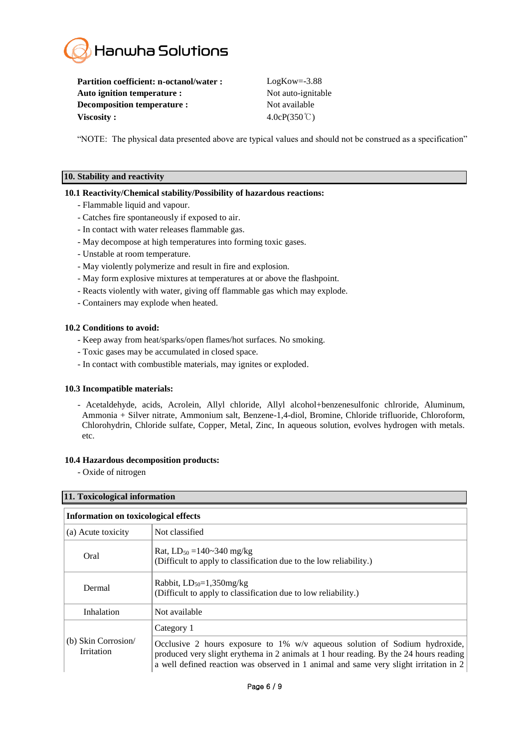**Partition coefficient: n-octanol/water :** LogKow=-3.88
**Auto ignition temperature :** Not auto-ignitable
**Decomposition temperature :** Not available
**Viscosity :** 4.0cP(350℃)

"NOTE: The physical data presented above are typical values and should not be construed as a specification"

## 10. Stability and reactivity

### 10.1 Reactivity/Chemical stability/Possibility of hazardous reactions:

- Flammable liquid and vapour.
- Catches fire spontaneously if exposed to air.
- In contact with water releases flammable gas.
- May decompose at high temperatures into forming toxic gases.
- Unstable at room temperature.
- May violently polymerize and result in fire and explosion.
- May form explosive mixtures at temperatures at or above the flashpoint.
- Reacts violently with water, giving off flammable gas which may explode.
- Containers may explode when heated.

### 10.2 Conditions to avoid:

- Keep away from heat/sparks/open flames/hot surfaces. No smoking.
- Toxic gases may be accumulated in closed space.
- In contact with combustible materials, may ignites or exploded.

### 10.3 Incompatible materials:

- Acetaldehyde, acids, Acrolein, Allyl chloride, Allyl alcohol+benzenesulfonic chlroride, Aluminum, Ammonia + Silver nitrate, Ammonium salt, Benzene-1,4-diol, Bromine, Chloride trifluoride, Chloroform, Chlorohydrin, Chloride sulfate, Copper, Metal, Zinc, In aqueous solution, evolves hydrogen with metals. etc.

### 10.4 Hazardous decomposition products:

- Oxide of nitrogen

## 11. Toxicological information

| Information on toxicological effects | |
|---|---|
| (a) Acute toxicity | Not classified |
| Oral | Rat, $LD_{50}$ =140~340 mg/kg<br>(Difficult to apply to classification due to the low reliability.) |
| Dermal | Rabbit, $LD_{50}$=1,350mg/kg<br>(Difficult to apply to classification due to low reliability.) |
| Inhalation | Not available |
| (b) Skin Corrosion/ Irritation | Category 1 |
| | Occlusive 2 hours exposure to 1% w/v aqueous solution of Sodium hydroxide, produced very slight erythema in 2 animals at 1 hour reading. By the 24 hours reading a well defined reaction was observed in 1 animal and same very slight irritation in 2 |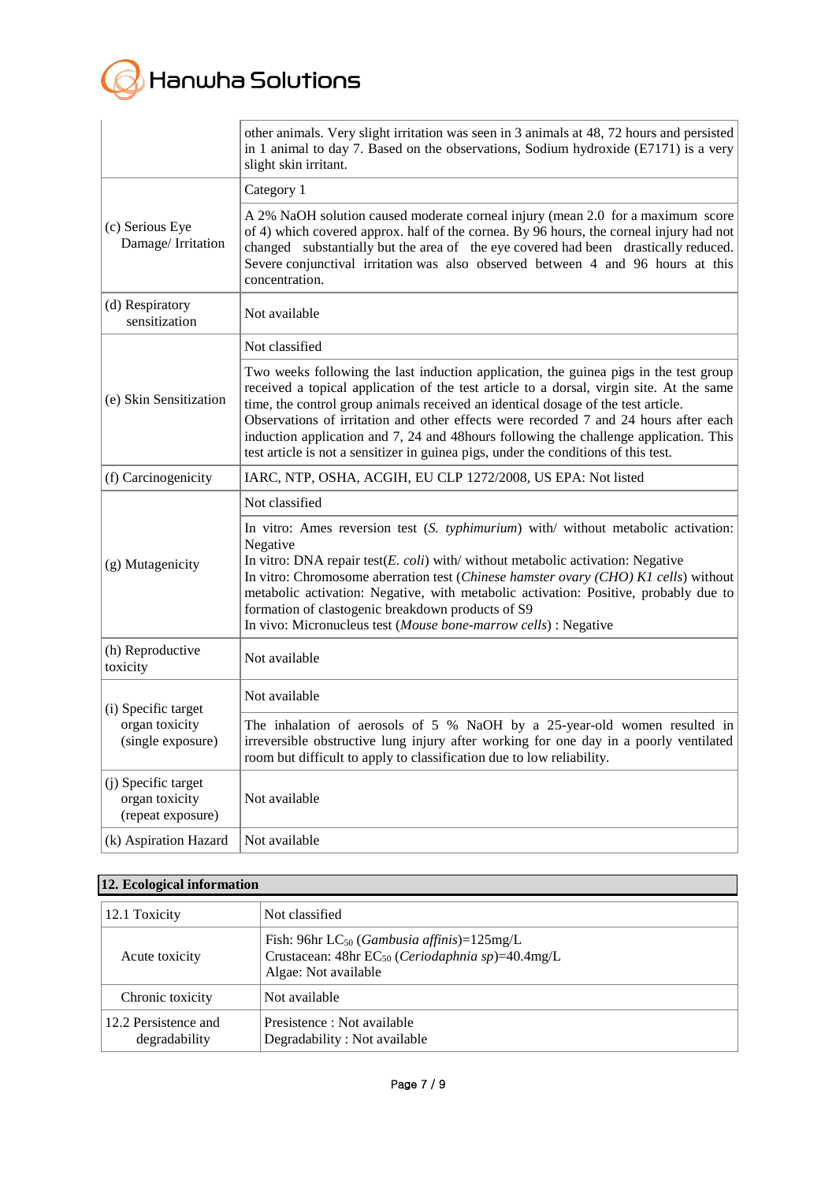| | |
|---|---|
| | other animals. Very slight irritation was seen in 3 animals at 48, 72 hours and persisted in 1 animal to day 7. Based on the observations, Sodium hydroxide (E7171) is a very slight skin irritant. |
| (c) Serious Eye Damage/ Irritation | Category 1 |
| | A 2% NaOH solution caused moderate corneal injury (mean 2.0 for a maximum score of 4) which covered approx. half of the cornea. By 96 hours, the corneal injury had not changed substantially but the area of the eye covered had been drastically reduced. Severe conjunctival irritation was also observed between 4 and 96 hours at this concentration. |
| (d) Respiratory sensitization | Not available |
| (e) Skin Sensitization | Not classified |
| | Two weeks following the last induction application, the guinea pigs in the test group received a topical application of the test article to a dorsal, virgin site. At the same time, the control group animals received an identical dosage of the test article. Observations of irritation and other effects were recorded 7 and 24 hours after each induction application and 7, 24 and 48hours following the challenge application. This test article is not a sensitizer in guinea pigs, under the conditions of this test. |
| (f) Carcinogenicity | IARC, NTP, OSHA, ACGIH, EU CLP 1272/2008, US EPA: Not listed |
| (g) Mutagenicity | Not classified |
| | In vitro: Ames reversion test (*S. typhimurium*) with/ without metabolic activation: Negative<br>In vitro: DNA repair test(*E. coli*) with/ without metabolic activation: Negative<br>In vitro: Chromosome aberration test (*Chinese hamster ovary (CHO) K1 cells*) without metabolic activation: Negative, with metabolic activation: Positive, probably due to formation of clastogenic breakdown products of S9<br>In vivo: Micronucleus test (*Mouse bone-marrow cells*) : Negative |
| (h) Reproductive toxicity | Not available |
| (i) Specific target organ toxicity (single exposure) | Not available |
| | The inhalation of aerosols of 5 % NaOH by a 25-year-old women resulted in irreversible obstructive lung injury after working for one day in a poorly ventilated room but difficult to apply to classification due to low reliability. |
| (j) Specific target organ toxicity (repeat exposure) | Not available |
| (k) Aspiration Hazard | Not available |

## 12. Ecological information

| | |
|---|---|
| 12.1 Toxicity | Not classified |
| Acute toxicity | Fish: 96hr $LC_{50}$ (*Gambusia affinis*)=125mg/L<br>Crustacean: 48hr $EC_{50}$ (*Ceriodaphnia sp*)=40.4mg/L<br>Algae: Not available |
| Chronic toxicity | Not available |
| 12.2 Persistence and degradability | Presistence : Not available<br>Degradability : Not available |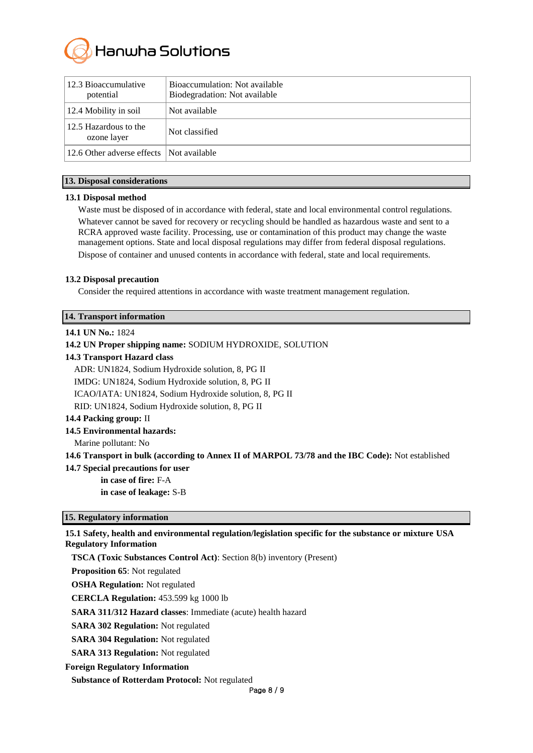| 12.3 Bioaccumulative potential | Bioaccumulation: Not available<br>Biodegradation: Not available |
|---|---|
| 12.4 Mobility in soil | Not available |
| 12.5 Hazardous to the ozone layer | Not classified |
| 12.6 Other adverse effects | Not available |

## 13. Disposal considerations

**13.1 Disposal method**

Waste must be disposed of in accordance with federal, state and local environmental control regulations. Whatever cannot be saved for recovery or recycling should be handled as hazardous waste and sent to a RCRA approved waste facility. Processing, use or contamination of this product may change the waste management options. State and local disposal regulations may differ from federal disposal regulations.

Dispose of container and unused contents in accordance with federal, state and local requirements.

**13.2 Disposal precaution**

Consider the required attentions in accordance with waste treatment management regulation.

## 14. Transport information

**14.1 UN No.:** 1824

**14.2 UN Proper shipping name:** SODIUM HYDROXIDE, SOLUTION

**14.3 Transport Hazard class**

ADR: UN1824, Sodium Hydroxide solution, 8, PG II

IMDG: UN1824, Sodium Hydroxide solution, 8, PG II

ICAO/IATA: UN1824, Sodium Hydroxide solution, 8, PG II

RID: UN1824, Sodium Hydroxide solution, 8, PG II

**14.4 Packing group:** II

**14.5 Environmental hazards:**

Marine pollutant: No

**14.6 Transport in bulk (according to Annex II of MARPOL 73/78 and the IBC Code):** Not established

**14.7 Special precautions for user**

**in case of fire:** F-A

**in case of leakage:** S-B

## 15. Regulatory information

**15.1 Safety, health and environmental regulation/legislation specific for the substance or mixture USA Regulatory Information**

**TSCA (Toxic Substances Control Act)**: Section 8(b) inventory (Present)

**Proposition 65**: Not regulated

**OSHA Regulation:** Not regulated

**CERCLA Regulation:** 453.599 kg 1000 lb

**SARA 311/312 Hazard classes**: Immediate (acute) health hazard

**SARA 302 Regulation:** Not regulated

**SARA 304 Regulation:** Not regulated

**SARA 313 Regulation:** Not regulated

**Foreign Regulatory Information**

**Substance of Rotterdam Protocol:** Not regulated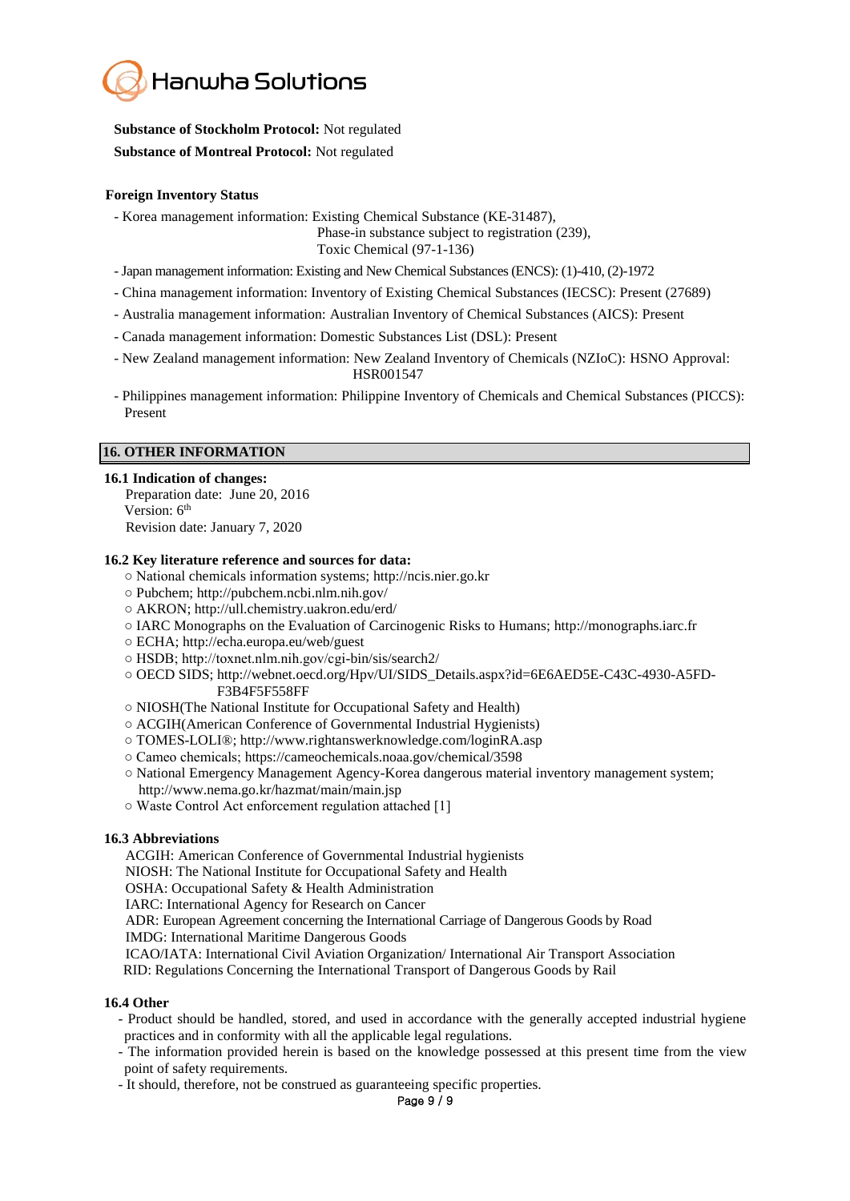**Substance of Stockholm Protocol:** Not regulated

**Substance of Montreal Protocol:** Not regulated

**Foreign Inventory Status**

- Korea management information: Existing Chemical Substance (KE-31487),
  Phase-in substance subject to registration (239),
  Toxic Chemical (97-1-136)
- Japan management information: Existing and New Chemical Substances (ENCS): (1)-410, (2)-1972
- China management information: Inventory of Existing Chemical Substances (IECSC): Present (27689)
- Australia management information: Australian Inventory of Chemical Substances (AICS): Present
- Canada management information: Domestic Substances List (DSL): Present
- New Zealand management information: New Zealand Inventory of Chemicals (NZIoC): HSNO Approval: HSR001547
- Philippines management information: Philippine Inventory of Chemicals and Chemical Substances (PICCS): Present

## 16. OTHER INFORMATION

### 16.1 Indication of changes:

Preparation date: June 20, 2016
Version: 6th
Revision date: January 7, 2020

### 16.2 Key literature reference and sources for data:

- ○ National chemicals information systems; http://ncis.nier.go.kr
- ○ Pubchem; http://pubchem.ncbi.nlm.nih.gov/
- ○ AKRON; http://ull.chemistry.uakron.edu/erd/
- ○ IARC Monographs on the Evaluation of Carcinogenic Risks to Humans; http://monographs.iarc.fr
- ○ ECHA; http://echa.europa.eu/web/guest
- ○ HSDB; http://toxnet.nlm.nih.gov/cgi-bin/sis/search2/
- ○ OECD SIDS; http://webnet.oecd.org/Hpv/UI/SIDS_Details.aspx?id=6E6AED5E-C43C-4930-A5FD-F3B4F5F558FF
- ○ NIOSH(The National Institute for Occupational Safety and Health)
- ○ ACGIH(American Conference of Governmental Industrial Hygienists)
- ○ TOMES-LOLI®; http://www.rightanswerknowledge.com/loginRA.asp
- ○ Cameo chemicals; https://cameochemicals.noaa.gov/chemical/3598
- ○ National Emergency Management Agency-Korea dangerous material inventory management system; http://www.nema.go.kr/hazmat/main/main.jsp
- ○ Waste Control Act enforcement regulation attached [1]

### 16.3 Abbreviations

ACGIH: American Conference of Governmental Industrial hygienists
NIOSH: The National Institute for Occupational Safety and Health
OSHA: Occupational Safety & Health Administration
IARC: International Agency for Research on Cancer
ADR: European Agreement concerning the International Carriage of Dangerous Goods by Road
IMDG: International Maritime Dangerous Goods
ICAO/IATA: International Civil Aviation Organization/ International Air Transport Association
RID: Regulations Concerning the International Transport of Dangerous Goods by Rail

### 16.4 Other

- Product should be handled, stored, and used in accordance with the generally accepted industrial hygiene practices and in conformity with all the applicable legal regulations.
- The information provided herein is based on the knowledge possessed at this present time from the view point of safety requirements.
- It should, therefore, not be construed as guaranteeing specific properties.